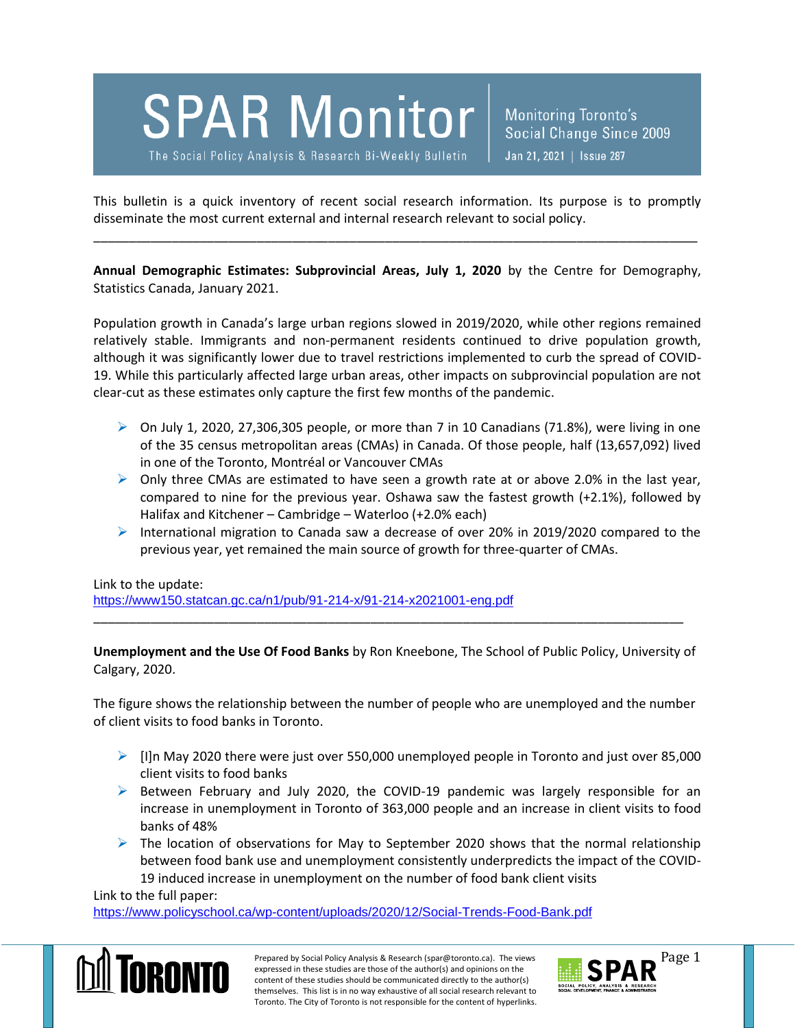# SPAR Monitor

The Social Policy Analysis & Research Bi-Weekly Bulletin

Monitoring Toronto's Social Change Since 2009

Jan 21, 2021 | Issue 287

This bulletin is a quick inventory of recent social research information. Its purpose is to promptly disseminate the most current external and internal research relevant to social policy.

---

**Annual Demographic Estimates: Subprovincial Areas, July 1, 2020** by the Centre for Demography, Statistics Canada, January 2021.

Population growth in Canada's large urban regions slowed in 2019/2020, while other regions remained relatively stable. Immigrants and non-permanent residents continued to drive population growth, although it was significantly lower due to travel restrictions implemented to curb the spread of COVID-19. While this particularly affected large urban areas, other impacts on subprovincial population are not clear-cut as these estimates only capture the first few months of the pandemic.

- On July 1, 2020, 27,306,305 people, or more than 7 in 10 Canadians (71.8%), were living in one of the 35 census metropolitan areas (CMAs) in Canada. Of those people, half (13,657,092) lived in one of the Toronto, Montréal or Vancouver CMAs
- Only three CMAs are estimated to have seen a growth rate at or above 2.0% in the last year, compared to nine for the previous year. Oshawa saw the fastest growth (+2.1%), followed by Halifax and Kitchener – Cambridge – Waterloo (+2.0% each)
- International migration to Canada saw a decrease of over 20% in 2019/2020 compared to the previous year, yet remained the main source of growth for three-quarter of CMAs.

Link to the update:
https://www150.statcan.gc.ca/n1/pub/91-214-x/91-214-x2021001-eng.pdf

---

**Unemployment and the Use Of Food Banks** by Ron Kneebone, The School of Public Policy, University of Calgary, 2020.

The figure shows the relationship between the number of people who are unemployed and the number of client visits to food banks in Toronto.

- [I]n May 2020 there were just over 550,000 unemployed people in Toronto and just over 85,000 client visits to food banks
- Between February and July 2020, the COVID-19 pandemic was largely responsible for an increase in unemployment in Toronto of 363,000 people and an increase in client visits to food banks of 48%
- The location of observations for May to September 2020 shows that the normal relationship between food bank use and unemployment consistently underpredicts the impact of the COVID-19 induced increase in unemployment on the number of food bank client visits

Link to the full paper:
https://www.policyschool.ca/wp-content/uploads/2020/12/Social-Trends-Food-Bank.pdf

Prepared by Social Policy Analysis & Research (spar@toronto.ca). The views expressed in these studies are those of the author(s) and opinions on the content of these studies should be communicated directly to the author(s) themselves. This list is in no way exhaustive of all social research relevant to Toronto. The City of Toronto is not responsible for the content of hyperlinks.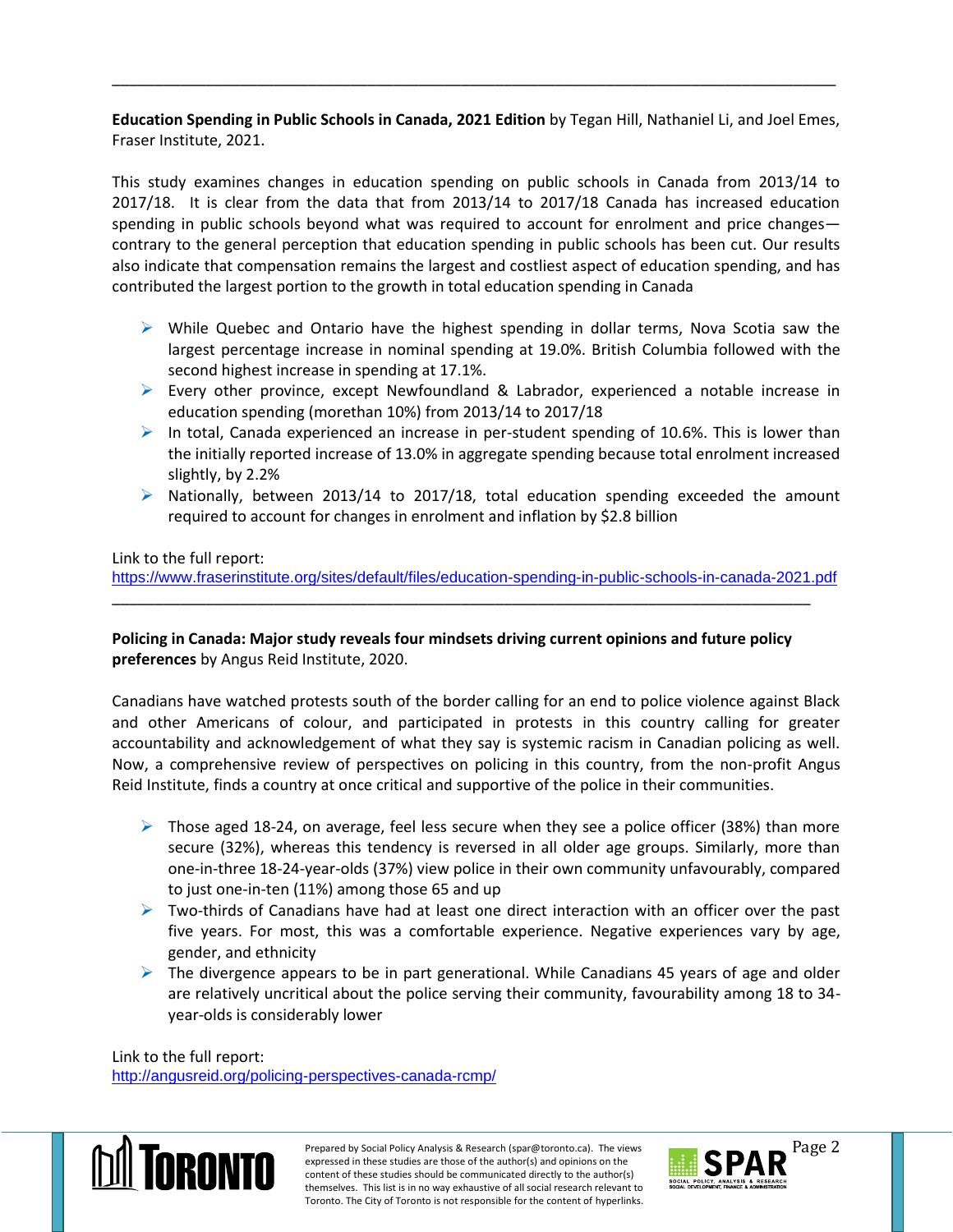**Education Spending in Public Schools in Canada, 2021 Edition** by Tegan Hill, Nathaniel Li, and Joel Emes, Fraser Institute, 2021.

This study examines changes in education spending on public schools in Canada from 2013/14 to 2017/18. It is clear from the data that from 2013/14 to 2017/18 Canada has increased education spending in public schools beyond what was required to account for enrolment and price changes—contrary to the general perception that education spending in public schools has been cut. Our results also indicate that compensation remains the largest and costliest aspect of education spending, and has contributed the largest portion to the growth in total education spending in Canada

- While Quebec and Ontario have the highest spending in dollar terms, Nova Scotia saw the largest percentage increase in nominal spending at 19.0%. British Columbia followed with the second highest increase in spending at 17.1%.
- Every other province, except Newfoundland & Labrador, experienced a notable increase in education spending (morethan 10%) from 2013/14 to 2017/18
- In total, Canada experienced an increase in per-student spending of 10.6%. This is lower than the initially reported increase of 13.0% in aggregate spending because total enrolment increased slightly, by 2.2%
- Nationally, between 2013/14 to 2017/18, total education spending exceeded the amount required to account for changes in enrolment and inflation by $2.8 billion

Link to the full report:
https://www.fraserinstitute.org/sites/default/files/education-spending-in-public-schools-in-canada-2021.pdf

---

**Policing in Canada: Major study reveals four mindsets driving current opinions and future policy preferences** by Angus Reid Institute, 2020.

Canadians have watched protests south of the border calling for an end to police violence against Black and other Americans of colour, and participated in protests in this country calling for greater accountability and acknowledgement of what they say is systemic racism in Canadian policing as well. Now, a comprehensive review of perspectives on policing in this country, from the non-profit Angus Reid Institute, finds a country at once critical and supportive of the police in their communities.

- Those aged 18-24, on average, feel less secure when they see a police officer (38%) than more secure (32%), whereas this tendency is reversed in all older age groups. Similarly, more than one-in-three 18-24-year-olds (37%) view police in their own community unfavourably, compared to just one-in-ten (11%) among those 65 and up
- Two-thirds of Canadians have had at least one direct interaction with an officer over the past five years. For most, this was a comfortable experience. Negative experiences vary by age, gender, and ethnicity
- The divergence appears to be in part generational. While Canadians 45 years of age and older are relatively uncritical about the police serving their community, favourability among 18 to 34-year-olds is considerably lower

Link to the full report:
http://angusreid.org/policing-perspectives-canada-rcmp/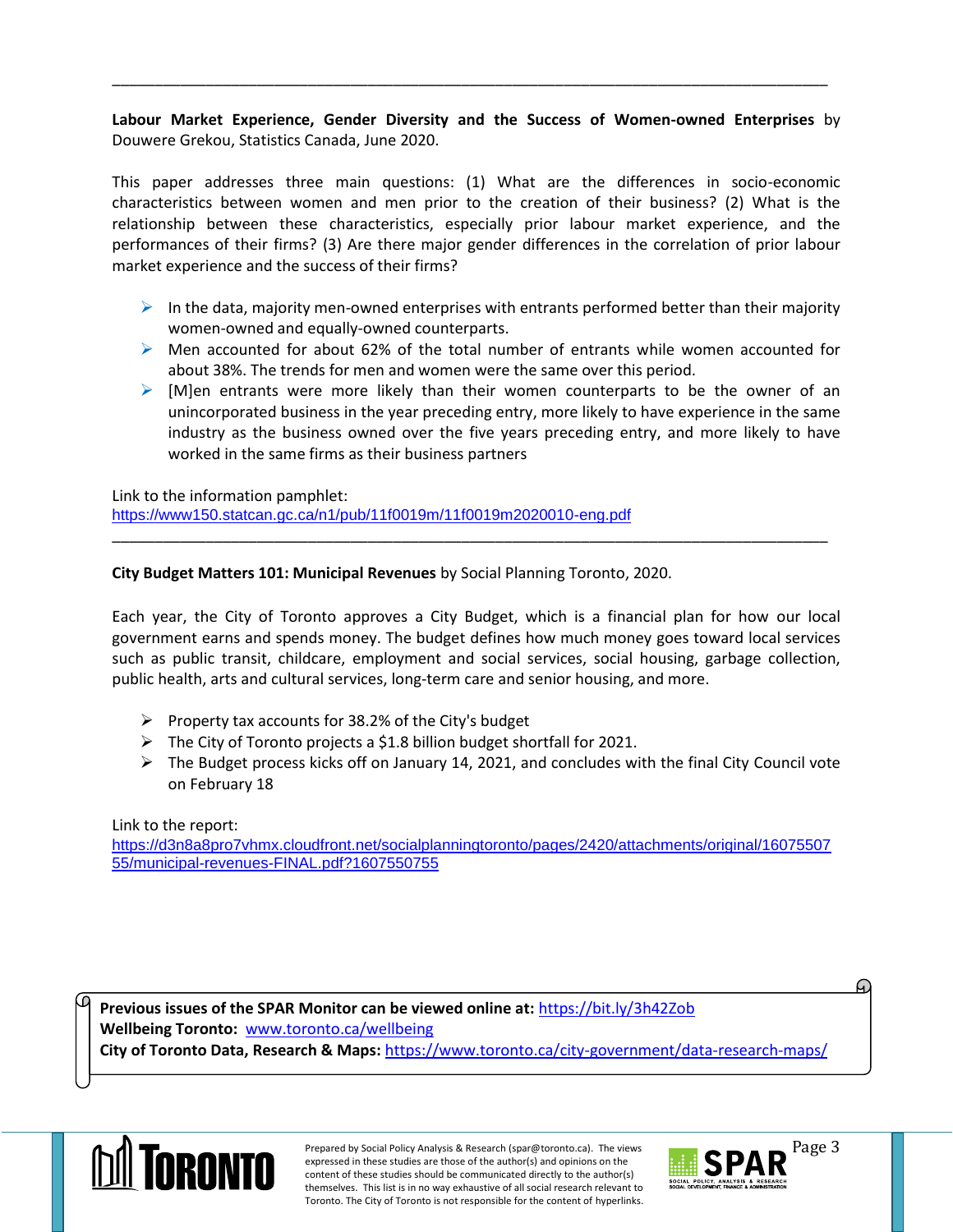---

**Labour Market Experience, Gender Diversity and the Success of Women-owned Enterprises** by Douwere Grekou, Statistics Canada, June 2020.

This paper addresses three main questions: (1) What are the differences in socio-economic characteristics between women and men prior to the creation of their business? (2) What is the relationship between these characteristics, especially prior labour market experience, and the performances of their firms? (3) Are there major gender differences in the correlation of prior labour market experience and the success of their firms?

- In the data, majority men-owned enterprises with entrants performed better than their majority women-owned and equally-owned counterparts.
- Men accounted for about 62% of the total number of entrants while women accounted for about 38%. The trends for men and women were the same over this period.
- [M]en entrants were more likely than their women counterparts to be the owner of an unincorporated business in the year preceding entry, more likely to have experience in the same industry as the business owned over the five years preceding entry, and more likely to have worked in the same firms as their business partners

Link to the information pamphlet:
https://www150.statcan.gc.ca/n1/pub/11f0019m/11f0019m2020010-eng.pdf

---

**City Budget Matters 101: Municipal Revenues** by Social Planning Toronto, 2020.

Each year, the City of Toronto approves a City Budget, which is a financial plan for how our local government earns and spends money. The budget defines how much money goes toward local services such as public transit, childcare, employment and social services, social housing, garbage collection, public health, arts and cultural services, long-term care and senior housing, and more.

- Property tax accounts for 38.2% of the City's budget
- The City of Toronto projects a $1.8 billion budget shortfall for 2021.
- The Budget process kicks off on January 14, 2021, and concludes with the final City Council vote on February 18

Link to the report:
https://d3n8a8pro7vhmx.cloudfront.net/socialplanningtoronto/pages/2420/attachments/original/1607550755/municipal-revenues-FINAL.pdf?1607550755

**Previous issues of the SPAR Monitor can be viewed online at:** https://bit.ly/3h42Zob
**Wellbeing Toronto:** www.toronto.ca/wellbeing
**City of Toronto Data, Research & Maps:** https://www.toronto.ca/city-government/data-research-maps/

Prepared by Social Policy Analysis & Research (spar@toronto.ca). The views expressed in these studies are those of the author(s) and opinions on the content of these studies should be communicated directly to the author(s) themselves. This list is in no way exhaustive of all social research relevant to Toronto. The City of Toronto is not responsible for the content of hyperlinks.